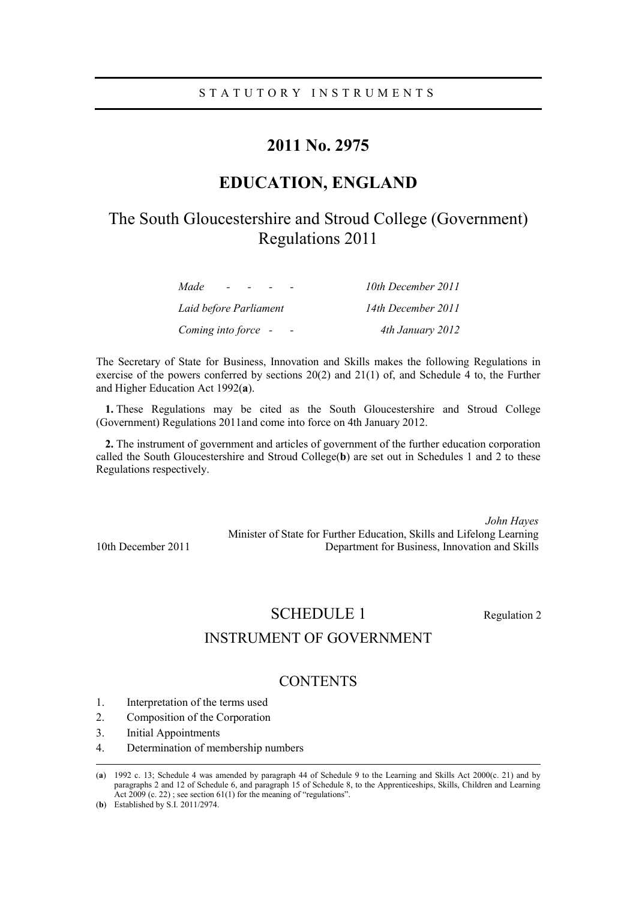STATUTORY INSTRUMENTS

# 2011 No. 2975

# EDUCATION, ENGLAND

## The South Gloucestershire and Stroud College (Government) Regulations 2011

| | |
|---|---|
| *Made - - - -* | *10th December 2011* |
| *Laid before Parliament* | *14th December 2011* |
| *Coming into force - -* | *4th January 2012* |

The Secretary of State for Business, Innovation and Skills makes the following Regulations in exercise of the powers conferred by sections 20(2) and 21(1) of, and Schedule 4 to, the Further and Higher Education Act 1992(**a**).

**1.** These Regulations may be cited as the South Gloucestershire and Stroud College (Government) Regulations 2011and come into force on 4th January 2012.

**2.** The instrument of government and articles of government of the further education corporation called the South Gloucestershire and Stroud College(**b**) are set out in Schedules 1 and 2 to these Regulations respectively.

*John Hayes*
Minister of State for Further Education, Skills and Lifelong Learning
Department for Business, Innovation and Skills

10th December 2011

## SCHEDULE 1

Regulation 2

## INSTRUMENT OF GOVERNMENT

### CONTENTS

1. Interpretation of the terms used
2. Composition of the Corporation
3. Initial Appointments
4. Determination of membership numbers

---

(**a**) 1992 c. 13; Schedule 4 was amended by paragraph 44 of Schedule 9 to the Learning and Skills Act 2000(c. 21) and by paragraphs 2 and 12 of Schedule 6, and paragraph 15 of Schedule 8, to the Apprenticeships, Skills, Children and Learning Act 2009 (c. 22) ; see section 61(1) for the meaning of "regulations".

(**b**) Established by S.I. 2011/2974.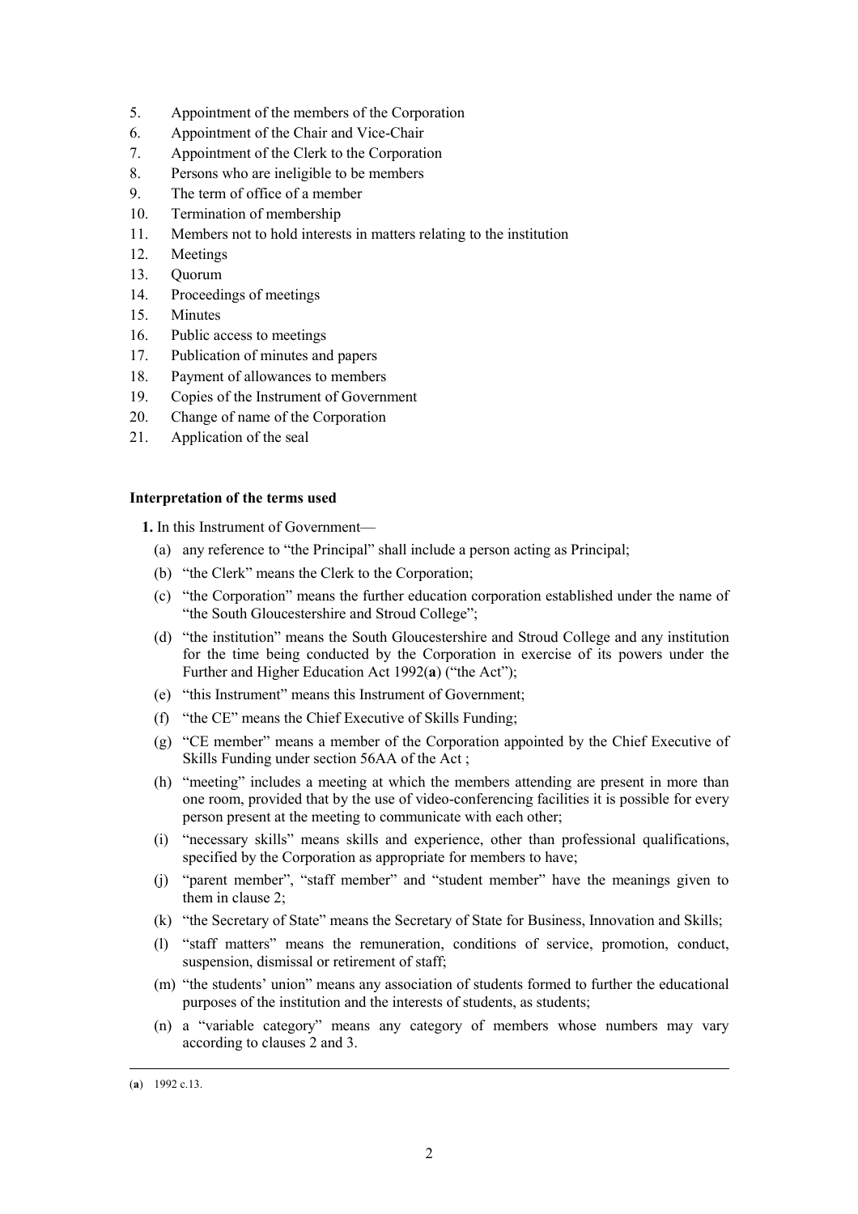5. Appointment of the members of the Corporation
6. Appointment of the Chair and Vice-Chair
7. Appointment of the Clerk to the Corporation
8. Persons who are ineligible to be members
9. The term of office of a member
10. Termination of membership
11. Members not to hold interests in matters relating to the institution
12. Meetings
13. Quorum
14. Proceedings of meetings
15. Minutes
16. Public access to meetings
17. Publication of minutes and papers
18. Payment of allowances to members
19. Copies of the Instrument of Government
20. Change of name of the Corporation
21. Application of the seal

**Interpretation of the terms used**

**1.** In this Instrument of Government—

(a) any reference to "the Principal" shall include a person acting as Principal;

(b) "the Clerk" means the Clerk to the Corporation;

(c) "the Corporation" means the further education corporation established under the name of "the South Gloucestershire and Stroud College";

(d) "the institution" means the South Gloucestershire and Stroud College and any institution for the time being conducted by the Corporation in exercise of its powers under the Further and Higher Education Act 1992(**a**) ("the Act");

(e) "this Instrument" means this Instrument of Government;

(f) "the CE" means the Chief Executive of Skills Funding;

(g) "CE member" means a member of the Corporation appointed by the Chief Executive of Skills Funding under section 56AA of the Act ;

(h) "meeting" includes a meeting at which the members attending are present in more than one room, provided that by the use of video-conferencing facilities it is possible for every person present at the meeting to communicate with each other;

(i) "necessary skills" means skills and experience, other than professional qualifications, specified by the Corporation as appropriate for members to have;

(j) "parent member", "staff member" and "student member" have the meanings given to them in clause 2;

(k) "the Secretary of State" means the Secretary of State for Business, Innovation and Skills;

(l) "staff matters" means the remuneration, conditions of service, promotion, conduct, suspension, dismissal or retirement of staff;

(m) "the students' union" means any association of students formed to further the educational purposes of the institution and the interests of students, as students;

(n) a "variable category" means any category of members whose numbers may vary according to clauses 2 and 3.

---

(**a**) 1992 c.13.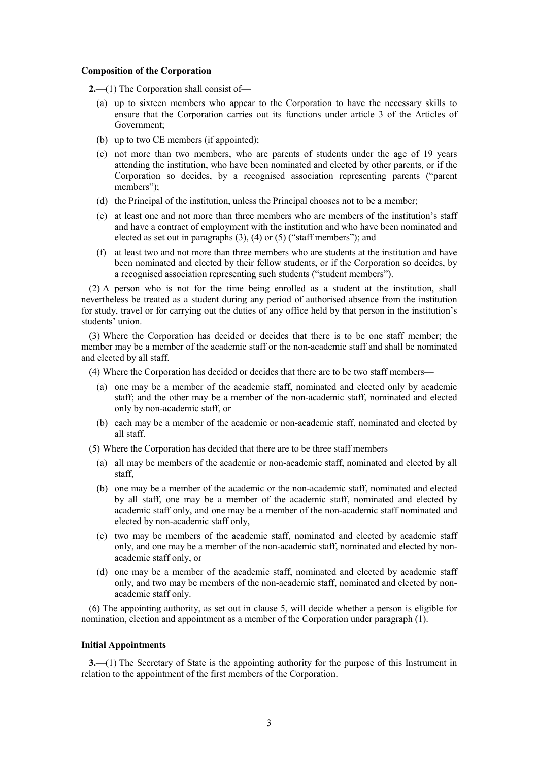**Composition of the Corporation**

**2.**—(1) The Corporation shall consist of—

(a) up to sixteen members who appear to the Corporation to have the necessary skills to ensure that the Corporation carries out its functions under article 3 of the Articles of Government;

(b) up to two CE members (if appointed);

(c) not more than two members, who are parents of students under the age of 19 years attending the institution, who have been nominated and elected by other parents, or if the Corporation so decides, by a recognised association representing parents ("parent members");

(d) the Principal of the institution, unless the Principal chooses not to be a member;

(e) at least one and not more than three members who are members of the institution's staff and have a contract of employment with the institution and who have been nominated and elected as set out in paragraphs (3), (4) or (5) ("staff members"); and

(f) at least two and not more than three members who are students at the institution and have been nominated and elected by their fellow students, or if the Corporation so decides, by a recognised association representing such students ("student members").

(2) A person who is not for the time being enrolled as a student at the institution, shall nevertheless be treated as a student during any period of authorised absence from the institution for study, travel or for carrying out the duties of any office held by that person in the institution's students' union.

(3) Where the Corporation has decided or decides that there is to be one staff member; the member may be a member of the academic staff or the non-academic staff and shall be nominated and elected by all staff.

(4) Where the Corporation has decided or decides that there are to be two staff members—

(a) one may be a member of the academic staff, nominated and elected only by academic staff; and the other may be a member of the non-academic staff, nominated and elected only by non-academic staff, or

(b) each may be a member of the academic or non-academic staff, nominated and elected by all staff.

(5) Where the Corporation has decided that there are to be three staff members—

(a) all may be members of the academic or non-academic staff, nominated and elected by all staff,

(b) one may be a member of the academic or the non-academic staff, nominated and elected by all staff, one may be a member of the academic staff, nominated and elected by academic staff only, and one may be a member of the non-academic staff nominated and elected by non-academic staff only,

(c) two may be members of the academic staff, nominated and elected by academic staff only, and one may be a member of the non-academic staff, nominated and elected by non-academic staff only, or

(d) one may be a member of the academic staff, nominated and elected by academic staff only, and two may be members of the non-academic staff, nominated and elected by non-academic staff only.

(6) The appointing authority, as set out in clause 5, will decide whether a person is eligible for nomination, election and appointment as a member of the Corporation under paragraph (1).

**Initial Appointments**

**3.**—(1) The Secretary of State is the appointing authority for the purpose of this Instrument in relation to the appointment of the first members of the Corporation.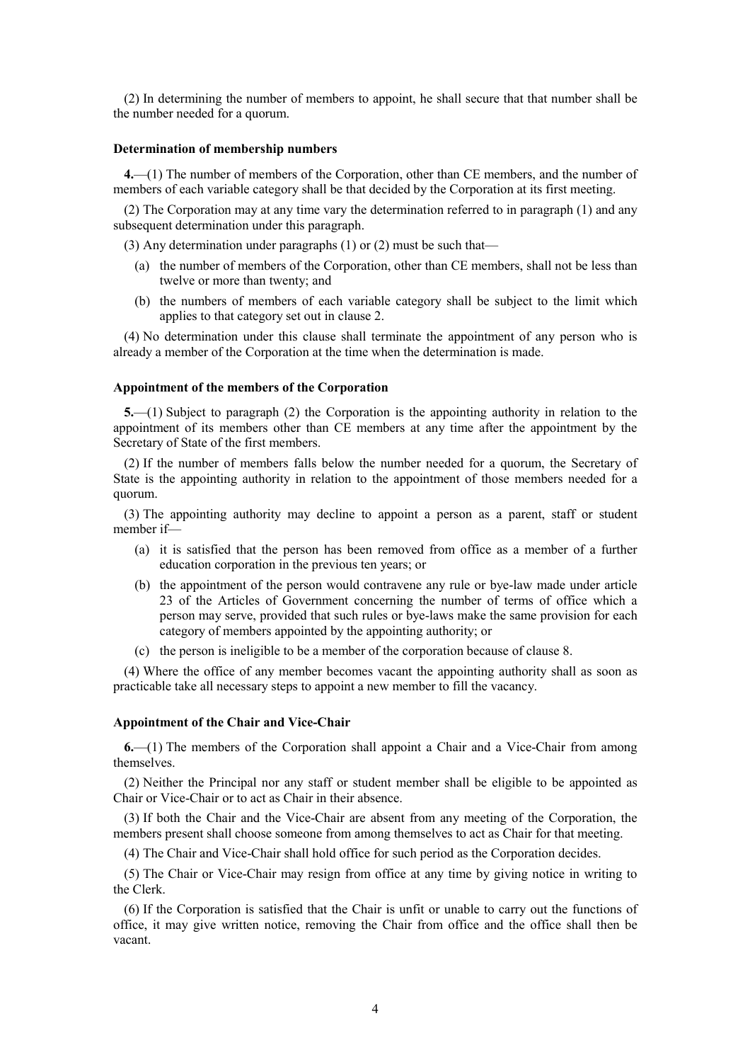(2) In determining the number of members to appoint, he shall secure that that number shall be the number needed for a quorum.

### Determination of membership numbers

**4.**—(1) The number of members of the Corporation, other than CE members, and the number of members of each variable category shall be that decided by the Corporation at its first meeting.

(2) The Corporation may at any time vary the determination referred to in paragraph (1) and any subsequent determination under this paragraph.

(3) Any determination under paragraphs (1) or (2) must be such that—

- (a) the number of members of the Corporation, other than CE members, shall not be less than twelve or more than twenty; and
- (b) the numbers of members of each variable category shall be subject to the limit which applies to that category set out in clause 2.

(4) No determination under this clause shall terminate the appointment of any person who is already a member of the Corporation at the time when the determination is made.

### Appointment of the members of the Corporation

**5.**—(1) Subject to paragraph (2) the Corporation is the appointing authority in relation to the appointment of its members other than CE members at any time after the appointment by the Secretary of State of the first members.

(2) If the number of members falls below the number needed for a quorum, the Secretary of State is the appointing authority in relation to the appointment of those members needed for a quorum.

(3) The appointing authority may decline to appoint a person as a parent, staff or student member if—

- (a) it is satisfied that the person has been removed from office as a member of a further education corporation in the previous ten years; or
- (b) the appointment of the person would contravene any rule or bye-law made under article 23 of the Articles of Government concerning the number of terms of office which a person may serve, provided that such rules or bye-laws make the same provision for each category of members appointed by the appointing authority; or
- (c) the person is ineligible to be a member of the corporation because of clause 8.

(4) Where the office of any member becomes vacant the appointing authority shall as soon as practicable take all necessary steps to appoint a new member to fill the vacancy.

### Appointment of the Chair and Vice-Chair

**6.**—(1) The members of the Corporation shall appoint a Chair and a Vice-Chair from among themselves.

(2) Neither the Principal nor any staff or student member shall be eligible to be appointed as Chair or Vice-Chair or to act as Chair in their absence.

(3) If both the Chair and the Vice-Chair are absent from any meeting of the Corporation, the members present shall choose someone from among themselves to act as Chair for that meeting.

(4) The Chair and Vice-Chair shall hold office for such period as the Corporation decides.

(5) The Chair or Vice-Chair may resign from office at any time by giving notice in writing to the Clerk.

(6) If the Corporation is satisfied that the Chair is unfit or unable to carry out the functions of office, it may give written notice, removing the Chair from office and the office shall then be vacant.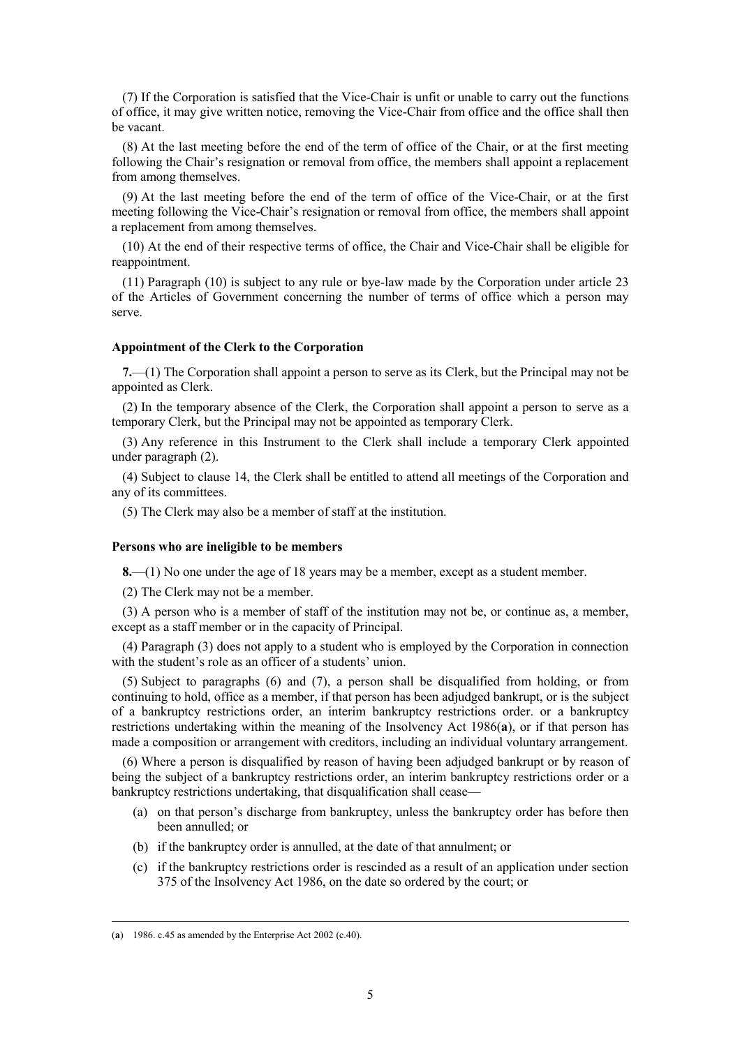(7) If the Corporation is satisfied that the Vice-Chair is unfit or unable to carry out the functions of office, it may give written notice, removing the Vice-Chair from office and the office shall then be vacant.

(8) At the last meeting before the end of the term of office of the Chair, or at the first meeting following the Chair's resignation or removal from office, the members shall appoint a replacement from among themselves.

(9) At the last meeting before the end of the term of office of the Vice-Chair, or at the first meeting following the Vice-Chair's resignation or removal from office, the members shall appoint a replacement from among themselves.

(10) At the end of their respective terms of office, the Chair and Vice-Chair shall be eligible for reappointment.

(11) Paragraph (10) is subject to any rule or bye-law made by the Corporation under article 23 of the Articles of Government concerning the number of terms of office which a person may serve.

#### Appointment of the Clerk to the Corporation

**7.**—(1) The Corporation shall appoint a person to serve as its Clerk, but the Principal may not be appointed as Clerk.

(2) In the temporary absence of the Clerk, the Corporation shall appoint a person to serve as a temporary Clerk, but the Principal may not be appointed as temporary Clerk.

(3) Any reference in this Instrument to the Clerk shall include a temporary Clerk appointed under paragraph (2).

(4) Subject to clause 14, the Clerk shall be entitled to attend all meetings of the Corporation and any of its committees.

(5) The Clerk may also be a member of staff at the institution.

#### Persons who are ineligible to be members

**8.**—(1) No one under the age of 18 years may be a member, except as a student member.

(2) The Clerk may not be a member.

(3) A person who is a member of staff of the institution may not be, or continue as, a member, except as a staff member or in the capacity of Principal.

(4) Paragraph (3) does not apply to a student who is employed by the Corporation in connection with the student's role as an officer of a students' union.

(5) Subject to paragraphs (6) and (7), a person shall be disqualified from holding, or from continuing to hold, office as a member, if that person has been adjudged bankrupt, or is the subject of a bankruptcy restrictions order, an interim bankruptcy restrictions order. or a bankruptcy restrictions undertaking within the meaning of the Insolvency Act 1986([a]), or if that person has made a composition or arrangement with creditors, including an individual voluntary arrangement.

(6) Where a person is disqualified by reason of having been adjudged bankrupt or by reason of being the subject of a bankruptcy restrictions order, an interim bankruptcy restrictions order or a bankruptcy restrictions undertaking, that disqualification shall cease—

(a) on that person's discharge from bankruptcy, unless the bankruptcy order has before then been annulled; or

(b) if the bankruptcy order is annulled, at the date of that annulment; or

(c) if the bankruptcy restrictions order is rescinded as a result of an application under section 375 of the Insolvency Act 1986, on the date so ordered by the court; or

---

([a]) 1986. c.45 as amended by the Enterprise Act 2002 (c.40).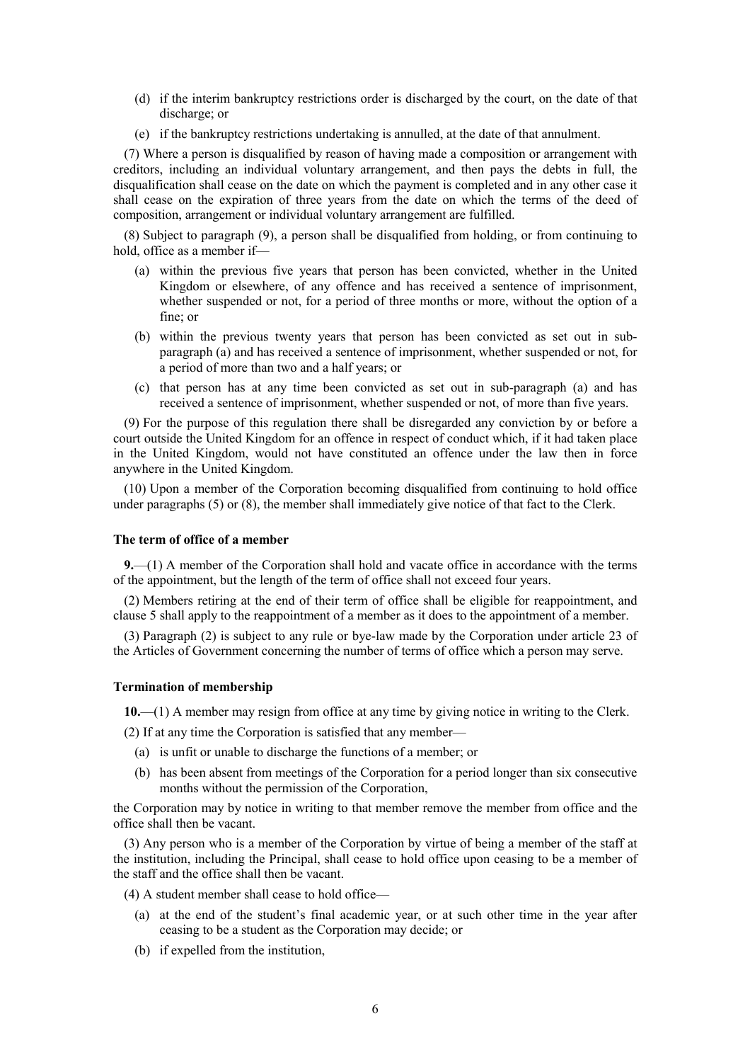(d) if the interim bankruptcy restrictions order is discharged by the court, on the date of that discharge; or

(e) if the bankruptcy restrictions undertaking is annulled, at the date of that annulment.

(7) Where a person is disqualified by reason of having made a composition or arrangement with creditors, including an individual voluntary arrangement, and then pays the debts in full, the disqualification shall cease on the date on which the payment is completed and in any other case it shall cease on the expiration of three years from the date on which the terms of the deed of composition, arrangement or individual voluntary arrangement are fulfilled.

(8) Subject to paragraph (9), a person shall be disqualified from holding, or from continuing to hold, office as a member if—

(a) within the previous five years that person has been convicted, whether in the United Kingdom or elsewhere, of any offence and has received a sentence of imprisonment, whether suspended or not, for a period of three months or more, without the option of a fine; or

(b) within the previous twenty years that person has been convicted as set out in sub-paragraph (a) and has received a sentence of imprisonment, whether suspended or not, for a period of more than two and a half years; or

(c) that person has at any time been convicted as set out in sub-paragraph (a) and has received a sentence of imprisonment, whether suspended or not, of more than five years.

(9) For the purpose of this regulation there shall be disregarded any conviction by or before a court outside the United Kingdom for an offence in respect of conduct which, if it had taken place in the United Kingdom, would not have constituted an offence under the law then in force anywhere in the United Kingdom.

(10) Upon a member of the Corporation becoming disqualified from continuing to hold office under paragraphs (5) or (8), the member shall immediately give notice of that fact to the Clerk.

### The term of office of a member

**9.**—(1) A member of the Corporation shall hold and vacate office in accordance with the terms of the appointment, but the length of the term of office shall not exceed four years.

(2) Members retiring at the end of their term of office shall be eligible for reappointment, and clause 5 shall apply to the reappointment of a member as it does to the appointment of a member.

(3) Paragraph (2) is subject to any rule or bye-law made by the Corporation under article 23 of the Articles of Government concerning the number of terms of office which a person may serve.

### Termination of membership

**10.**—(1) A member may resign from office at any time by giving notice in writing to the Clerk.

(2) If at any time the Corporation is satisfied that any member—

(a) is unfit or unable to discharge the functions of a member; or

(b) has been absent from meetings of the Corporation for a period longer than six consecutive months without the permission of the Corporation,

the Corporation may by notice in writing to that member remove the member from office and the office shall then be vacant.

(3) Any person who is a member of the Corporation by virtue of being a member of the staff at the institution, including the Principal, shall cease to hold office upon ceasing to be a member of the staff and the office shall then be vacant.

(4) A student member shall cease to hold office—

(a) at the end of the student's final academic year, or at such other time in the year after ceasing to be a student as the Corporation may decide; or

(b) if expelled from the institution,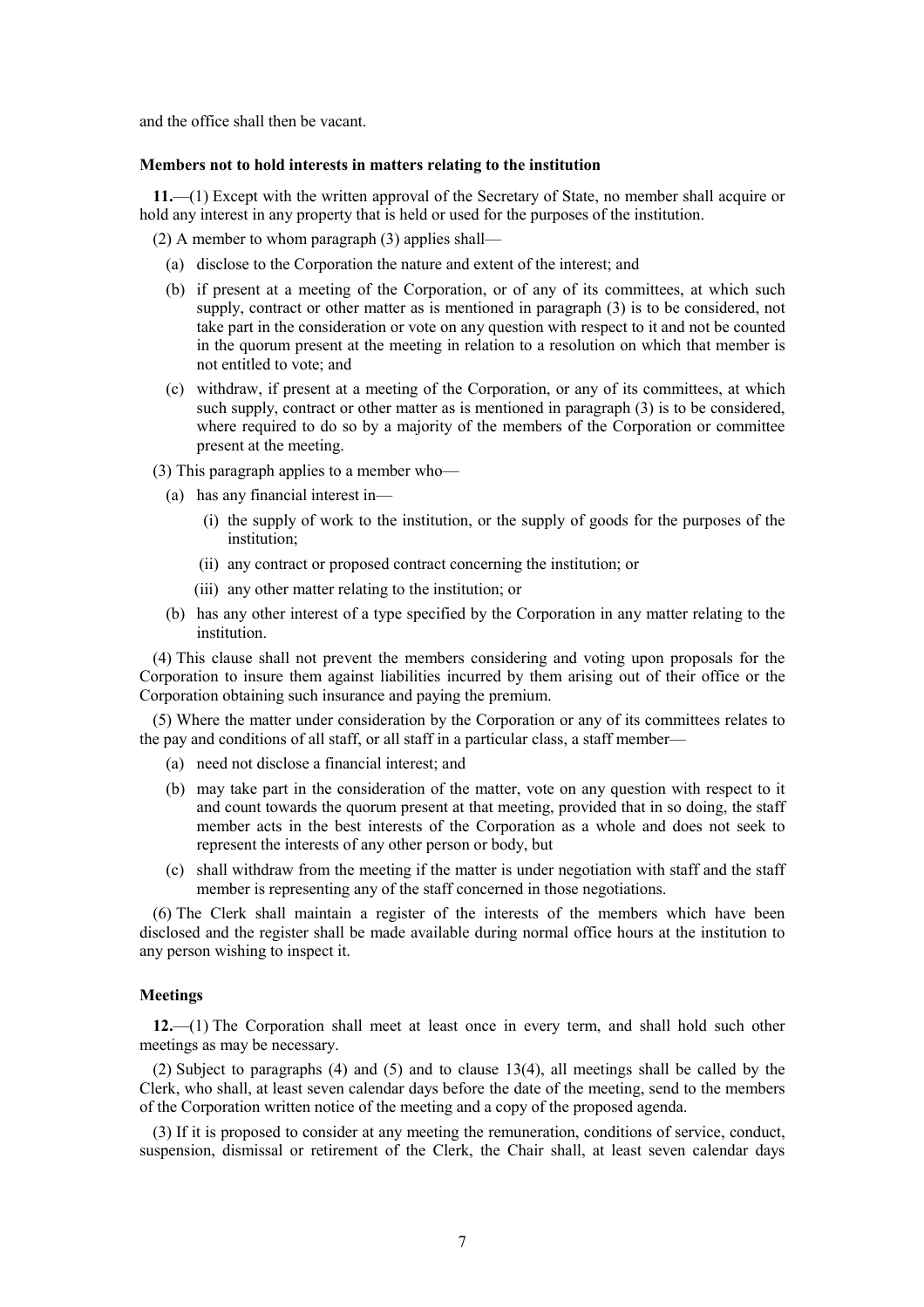and the office shall then be vacant.

### Members not to hold interests in matters relating to the institution

**11.**—(1) Except with the written approval of the Secretary of State, no member shall acquire or hold any interest in any property that is held or used for the purposes of the institution.

(2) A member to whom paragraph (3) applies shall—

- (a) disclose to the Corporation the nature and extent of the interest; and
- (b) if present at a meeting of the Corporation, or of any of its committees, at which such supply, contract or other matter as is mentioned in paragraph (3) is to be considered, not take part in the consideration or vote on any question with respect to it and not be counted in the quorum present at the meeting in relation to a resolution on which that member is not entitled to vote; and
- (c) withdraw, if present at a meeting of the Corporation, or any of its committees, at which such supply, contract or other matter as is mentioned in paragraph (3) is to be considered, where required to do so by a majority of the members of the Corporation or committee present at the meeting.

(3) This paragraph applies to a member who—

- (a) has any financial interest in—
  - (i) the supply of work to the institution, or the supply of goods for the purposes of the institution;
  - (ii) any contract or proposed contract concerning the institution; or
  - (iii) any other matter relating to the institution; or
- (b) has any other interest of a type specified by the Corporation in any matter relating to the institution.

(4) This clause shall not prevent the members considering and voting upon proposals for the Corporation to insure them against liabilities incurred by them arising out of their office or the Corporation obtaining such insurance and paying the premium.

(5) Where the matter under consideration by the Corporation or any of its committees relates to the pay and conditions of all staff, or all staff in a particular class, a staff member—

- (a) need not disclose a financial interest; and
- (b) may take part in the consideration of the matter, vote on any question with respect to it and count towards the quorum present at that meeting, provided that in so doing, the staff member acts in the best interests of the Corporation as a whole and does not seek to represent the interests of any other person or body, but
- (c) shall withdraw from the meeting if the matter is under negotiation with staff and the staff member is representing any of the staff concerned in those negotiations.

(6) The Clerk shall maintain a register of the interests of the members which have been disclosed and the register shall be made available during normal office hours at the institution to any person wishing to inspect it.

### Meetings

**12.**—(1) The Corporation shall meet at least once in every term, and shall hold such other meetings as may be necessary.

(2) Subject to paragraphs (4) and (5) and to clause 13(4), all meetings shall be called by the Clerk, who shall, at least seven calendar days before the date of the meeting, send to the members of the Corporation written notice of the meeting and a copy of the proposed agenda.

(3) If it is proposed to consider at any meeting the remuneration, conditions of service, conduct, suspension, dismissal or retirement of the Clerk, the Chair shall, at least seven calendar days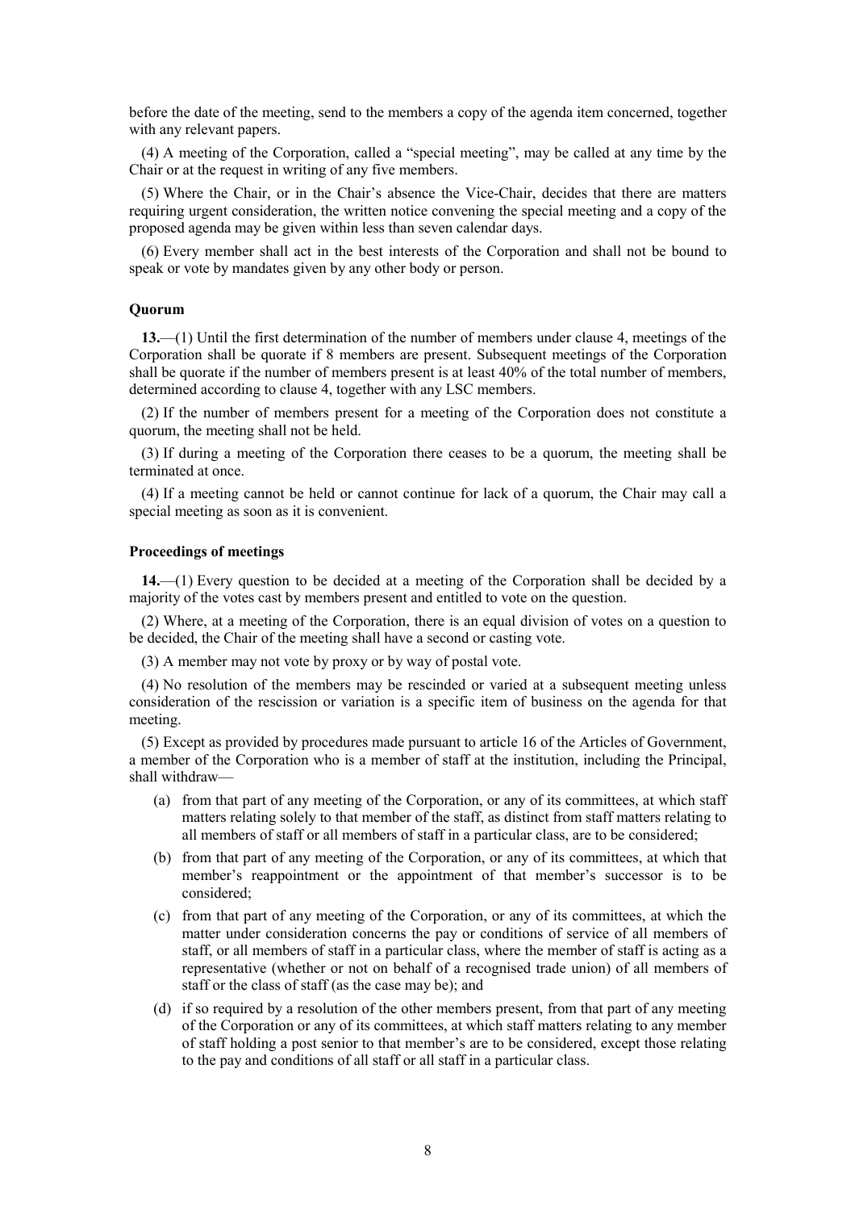before the date of the meeting, send to the members a copy of the agenda item concerned, together with any relevant papers.

(4) A meeting of the Corporation, called a "special meeting", may be called at any time by the Chair or at the request in writing of any five members.

(5) Where the Chair, or in the Chair's absence the Vice-Chair, decides that there are matters requiring urgent consideration, the written notice convening the special meeting and a copy of the proposed agenda may be given within less than seven calendar days.

(6) Every member shall act in the best interests of the Corporation and shall not be bound to speak or vote by mandates given by any other body or person.

**Quorum**

**13.**—(1) Until the first determination of the number of members under clause 4, meetings of the Corporation shall be quorate if 8 members are present. Subsequent meetings of the Corporation shall be quorate if the number of members present is at least 40% of the total number of members, determined according to clause 4, together with any LSC members.

(2) If the number of members present for a meeting of the Corporation does not constitute a quorum, the meeting shall not be held.

(3) If during a meeting of the Corporation there ceases to be a quorum, the meeting shall be terminated at once.

(4) If a meeting cannot be held or cannot continue for lack of a quorum, the Chair may call a special meeting as soon as it is convenient.

**Proceedings of meetings**

**14.**—(1) Every question to be decided at a meeting of the Corporation shall be decided by a majority of the votes cast by members present and entitled to vote on the question.

(2) Where, at a meeting of the Corporation, there is an equal division of votes on a question to be decided, the Chair of the meeting shall have a second or casting vote.

(3) A member may not vote by proxy or by way of postal vote.

(4) No resolution of the members may be rescinded or varied at a subsequent meeting unless consideration of the rescission or variation is a specific item of business on the agenda for that meeting.

(5) Except as provided by procedures made pursuant to article 16 of the Articles of Government, a member of the Corporation who is a member of staff at the institution, including the Principal, shall withdraw—

- (a) from that part of any meeting of the Corporation, or any of its committees, at which staff matters relating solely to that member of the staff, as distinct from staff matters relating to all members of staff or all members of staff in a particular class, are to be considered;
- (b) from that part of any meeting of the Corporation, or any of its committees, at which that member's reappointment or the appointment of that member's successor is to be considered;
- (c) from that part of any meeting of the Corporation, or any of its committees, at which the matter under consideration concerns the pay or conditions of service of all members of staff, or all members of staff in a particular class, where the member of staff is acting as a representative (whether or not on behalf of a recognised trade union) of all members of staff or the class of staff (as the case may be); and
- (d) if so required by a resolution of the other members present, from that part of any meeting of the Corporation or any of its committees, at which staff matters relating to any member of staff holding a post senior to that member's are to be considered, except those relating to the pay and conditions of all staff or all staff in a particular class.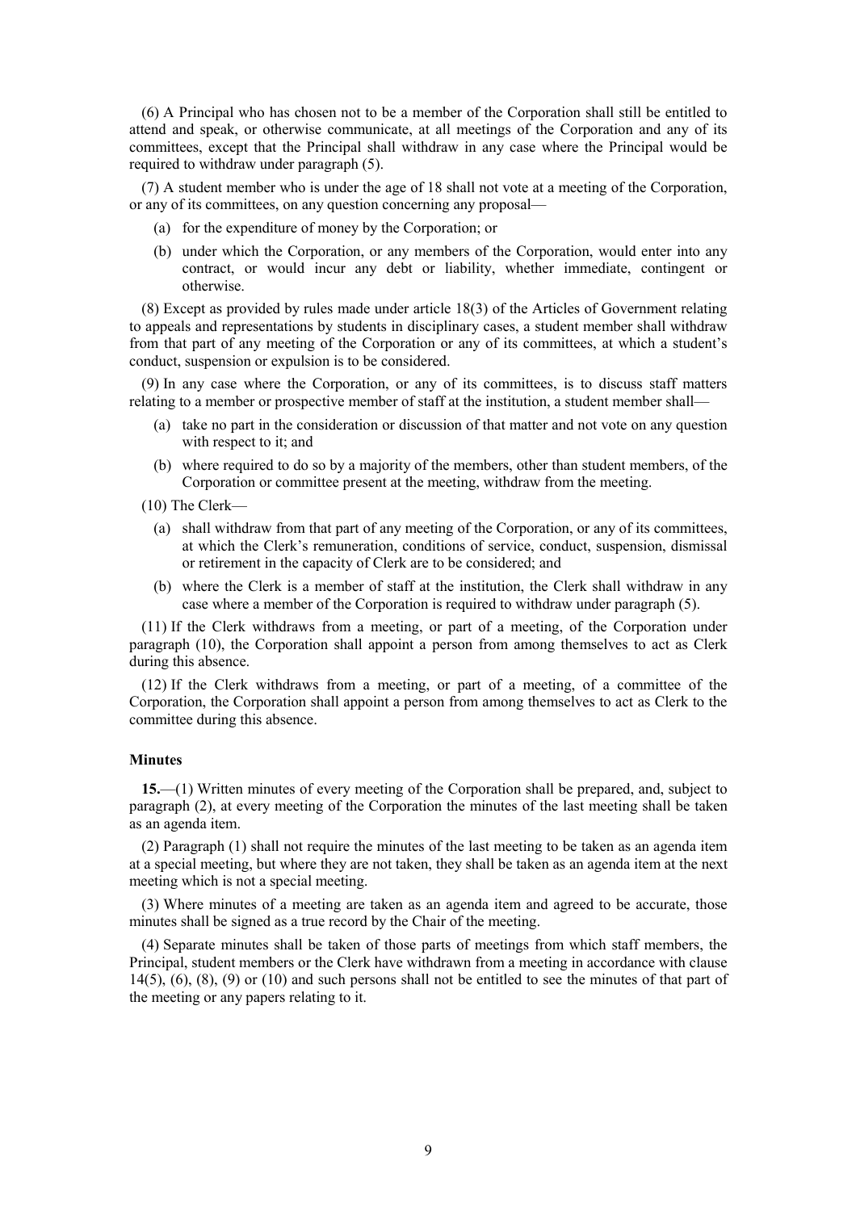(6) A Principal who has chosen not to be a member of the Corporation shall still be entitled to attend and speak, or otherwise communicate, at all meetings of the Corporation and any of its committees, except that the Principal shall withdraw in any case where the Principal would be required to withdraw under paragraph (5).

(7) A student member who is under the age of 18 shall not vote at a meeting of the Corporation, or any of its committees, on any question concerning any proposal—

- (a) for the expenditure of money by the Corporation; or
- (b) under which the Corporation, or any members of the Corporation, would enter into any contract, or would incur any debt or liability, whether immediate, contingent or otherwise.

(8) Except as provided by rules made under article 18(3) of the Articles of Government relating to appeals and representations by students in disciplinary cases, a student member shall withdraw from that part of any meeting of the Corporation or any of its committees, at which a student's conduct, suspension or expulsion is to be considered.

(9) In any case where the Corporation, or any of its committees, is to discuss staff matters relating to a member or prospective member of staff at the institution, a student member shall—

- (a) take no part in the consideration or discussion of that matter and not vote on any question with respect to it; and
- (b) where required to do so by a majority of the members, other than student members, of the Corporation or committee present at the meeting, withdraw from the meeting.

(10) The Clerk—

- (a) shall withdraw from that part of any meeting of the Corporation, or any of its committees, at which the Clerk's remuneration, conditions of service, conduct, suspension, dismissal or retirement in the capacity of Clerk are to be considered; and
- (b) where the Clerk is a member of staff at the institution, the Clerk shall withdraw in any case where a member of the Corporation is required to withdraw under paragraph (5).

(11) If the Clerk withdraws from a meeting, or part of a meeting, of the Corporation under paragraph (10), the Corporation shall appoint a person from among themselves to act as Clerk during this absence.

(12) If the Clerk withdraws from a meeting, or part of a meeting, of a committee of the Corporation, the Corporation shall appoint a person from among themselves to act as Clerk to the committee during this absence.

**Minutes**

**15.**—(1) Written minutes of every meeting of the Corporation shall be prepared, and, subject to paragraph (2), at every meeting of the Corporation the minutes of the last meeting shall be taken as an agenda item.

(2) Paragraph (1) shall not require the minutes of the last meeting to be taken as an agenda item at a special meeting, but where they are not taken, they shall be taken as an agenda item at the next meeting which is not a special meeting.

(3) Where minutes of a meeting are taken as an agenda item and agreed to be accurate, those minutes shall be signed as a true record by the Chair of the meeting.

(4) Separate minutes shall be taken of those parts of meetings from which staff members, the Principal, student members or the Clerk have withdrawn from a meeting in accordance with clause 14(5), (6), (8), (9) or (10) and such persons shall not be entitled to see the minutes of that part of the meeting or any papers relating to it.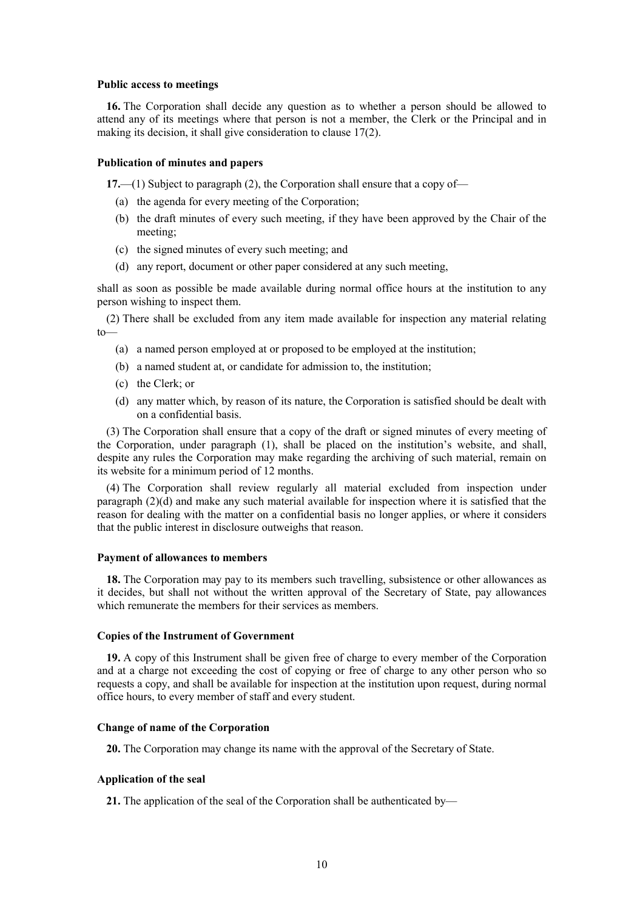**Public access to meetings**

**16.** The Corporation shall decide any question as to whether a person should be allowed to attend any of its meetings where that person is not a member, the Clerk or the Principal and in making its decision, it shall give consideration to clause 17(2).

**Publication of minutes and papers**

**17.**—(1) Subject to paragraph (2), the Corporation shall ensure that a copy of—

(a) the agenda for every meeting of the Corporation;

(b) the draft minutes of every such meeting, if they have been approved by the Chair of the meeting;

(c) the signed minutes of every such meeting; and

(d) any report, document or other paper considered at any such meeting,

shall as soon as possible be made available during normal office hours at the institution to any person wishing to inspect them.

(2) There shall be excluded from any item made available for inspection any material relating to—

(a) a named person employed at or proposed to be employed at the institution;

(b) a named student at, or candidate for admission to, the institution;

(c) the Clerk; or

(d) any matter which, by reason of its nature, the Corporation is satisfied should be dealt with on a confidential basis.

(3) The Corporation shall ensure that a copy of the draft or signed minutes of every meeting of the Corporation, under paragraph (1), shall be placed on the institution's website, and shall, despite any rules the Corporation may make regarding the archiving of such material, remain on its website for a minimum period of 12 months.

(4) The Corporation shall review regularly all material excluded from inspection under paragraph (2)(d) and make any such material available for inspection where it is satisfied that the reason for dealing with the matter on a confidential basis no longer applies, or where it considers that the public interest in disclosure outweighs that reason.

**Payment of allowances to members**

**18.** The Corporation may pay to its members such travelling, subsistence or other allowances as it decides, but shall not without the written approval of the Secretary of State, pay allowances which remunerate the members for their services as members.

**Copies of the Instrument of Government**

**19.** A copy of this Instrument shall be given free of charge to every member of the Corporation and at a charge not exceeding the cost of copying or free of charge to any other person who so requests a copy, and shall be available for inspection at the institution upon request, during normal office hours, to every member of staff and every student.

**Change of name of the Corporation**

**20.** The Corporation may change its name with the approval of the Secretary of State.

**Application of the seal**

**21.** The application of the seal of the Corporation shall be authenticated by—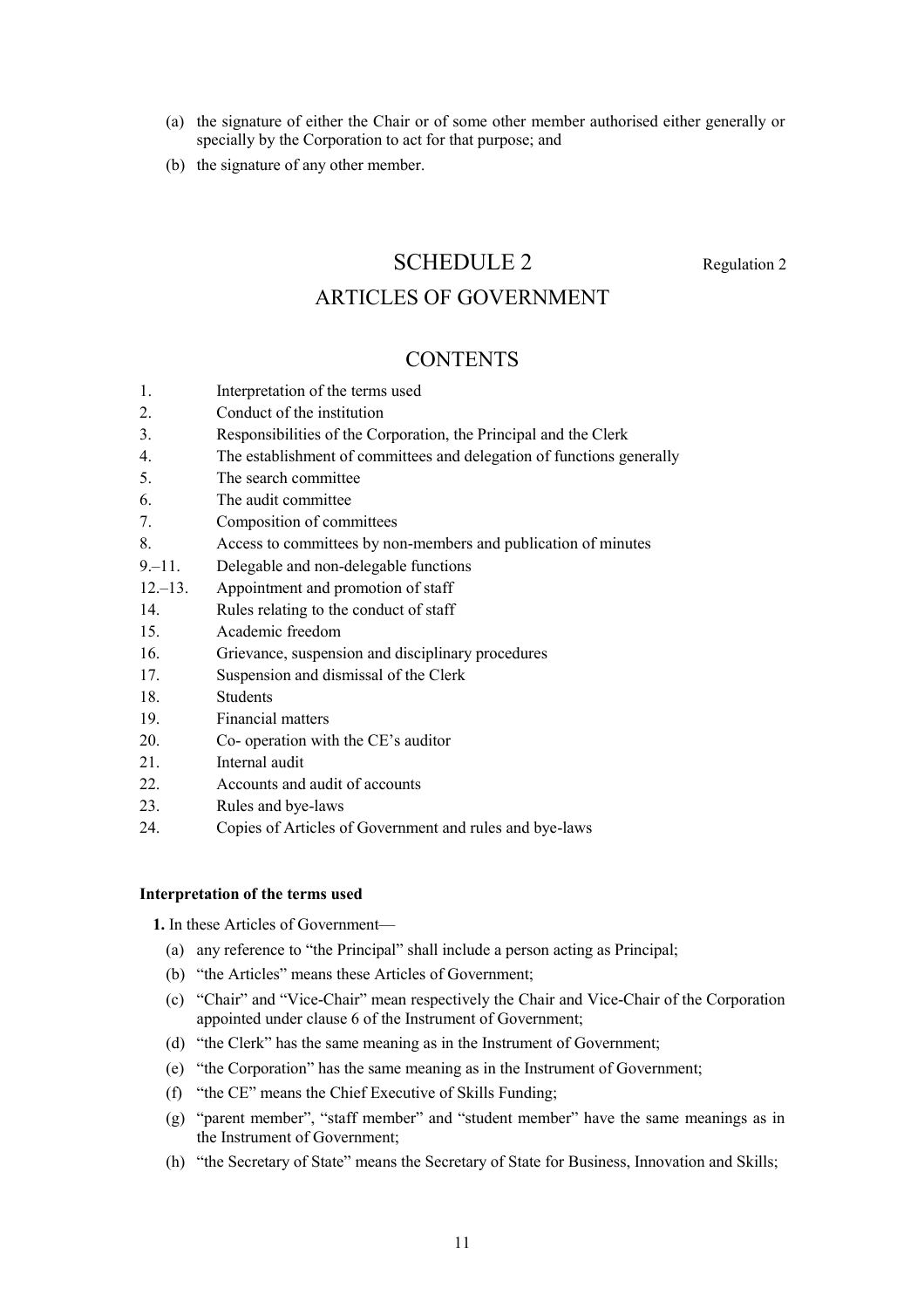(a) the signature of either the Chair or of some other member authorised either generally or specially by the Corporation to act for that purpose; and

(b) the signature of any other member.

# SCHEDULE 2

Regulation 2

# ARTICLES OF GOVERNMENT

## CONTENTS

| | |
|---|---|
| 1. | Interpretation of the terms used |
| 2. | Conduct of the institution |
| 3. | Responsibilities of the Corporation, the Principal and the Clerk |
| 4. | The establishment of committees and delegation of functions generally |
| 5. | The search committee |
| 6. | The audit committee |
| 7. | Composition of committees |
| 8. | Access to committees by non-members and publication of minutes |
| 9.–11. | Delegable and non-delegable functions |
| 12.–13. | Appointment and promotion of staff |
| 14. | Rules relating to the conduct of staff |
| 15. | Academic freedom |
| 16. | Grievance, suspension and disciplinary procedures |
| 17. | Suspension and dismissal of the Clerk |
| 18. | Students |
| 19. | Financial matters |
| 20. | Co- operation with the CE's auditor |
| 21. | Internal audit |
| 22. | Accounts and audit of accounts |
| 23. | Rules and bye-laws |
| 24. | Copies of Articles of Government and rules and bye-laws |

**Interpretation of the terms used**

**1.** In these Articles of Government—

(a) any reference to "the Principal" shall include a person acting as Principal;

(b) "the Articles" means these Articles of Government;

(c) "Chair" and "Vice-Chair" mean respectively the Chair and Vice-Chair of the Corporation appointed under clause 6 of the Instrument of Government;

(d) "the Clerk" has the same meaning as in the Instrument of Government;

(e) "the Corporation" has the same meaning as in the Instrument of Government;

(f) "the CE" means the Chief Executive of Skills Funding;

(g) "parent member", "staff member" and "student member" have the same meanings as in the Instrument of Government;

(h) "the Secretary of State" means the Secretary of State for Business, Innovation and Skills;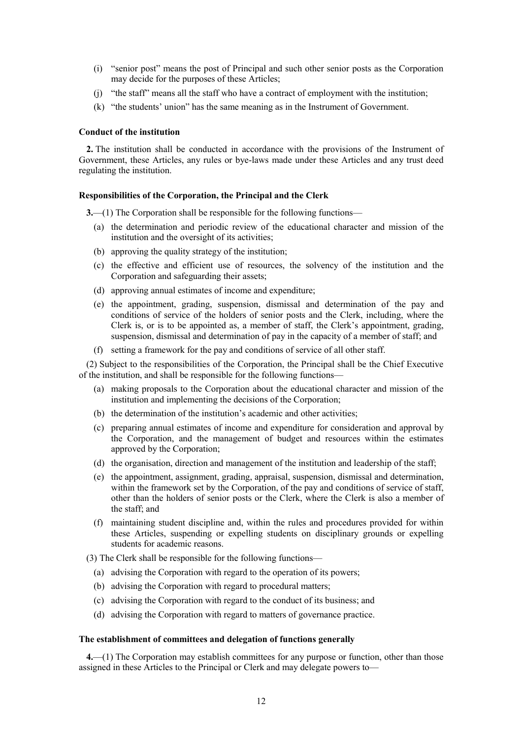(i) "senior post" means the post of Principal and such other senior posts as the Corporation may decide for the purposes of these Articles;

(j) "the staff" means all the staff who have a contract of employment with the institution;

(k) "the students' union" has the same meaning as in the Instrument of Government.

**Conduct of the institution**

**2.** The institution shall be conducted in accordance with the provisions of the Instrument of Government, these Articles, any rules or bye-laws made under these Articles and any trust deed regulating the institution.

**Responsibilities of the Corporation, the Principal and the Clerk**

**3.**—(1) The Corporation shall be responsible for the following functions—

(a) the determination and periodic review of the educational character and mission of the institution and the oversight of its activities;

(b) approving the quality strategy of the institution;

(c) the effective and efficient use of resources, the solvency of the institution and the Corporation and safeguarding their assets;

(d) approving annual estimates of income and expenditure;

(e) the appointment, grading, suspension, dismissal and determination of the pay and conditions of service of the holders of senior posts and the Clerk, including, where the Clerk is, or is to be appointed as, a member of staff, the Clerk's appointment, grading, suspension, dismissal and determination of pay in the capacity of a member of staff; and

(f) setting a framework for the pay and conditions of service of all other staff.

(2) Subject to the responsibilities of the Corporation, the Principal shall be the Chief Executive of the institution, and shall be responsible for the following functions—

(a) making proposals to the Corporation about the educational character and mission of the institution and implementing the decisions of the Corporation;

(b) the determination of the institution's academic and other activities;

(c) preparing annual estimates of income and expenditure for consideration and approval by the Corporation, and the management of budget and resources within the estimates approved by the Corporation;

(d) the organisation, direction and management of the institution and leadership of the staff;

(e) the appointment, assignment, grading, appraisal, suspension, dismissal and determination, within the framework set by the Corporation, of the pay and conditions of service of staff, other than the holders of senior posts or the Clerk, where the Clerk is also a member of the staff; and

(f) maintaining student discipline and, within the rules and procedures provided for within these Articles, suspending or expelling students on disciplinary grounds or expelling students for academic reasons.

(3) The Clerk shall be responsible for the following functions—

(a) advising the Corporation with regard to the operation of its powers;

(b) advising the Corporation with regard to procedural matters;

(c) advising the Corporation with regard to the conduct of its business; and

(d) advising the Corporation with regard to matters of governance practice.

**The establishment of committees and delegation of functions generally**

**4.**—(1) The Corporation may establish committees for any purpose or function, other than those assigned in these Articles to the Principal or Clerk and may delegate powers to—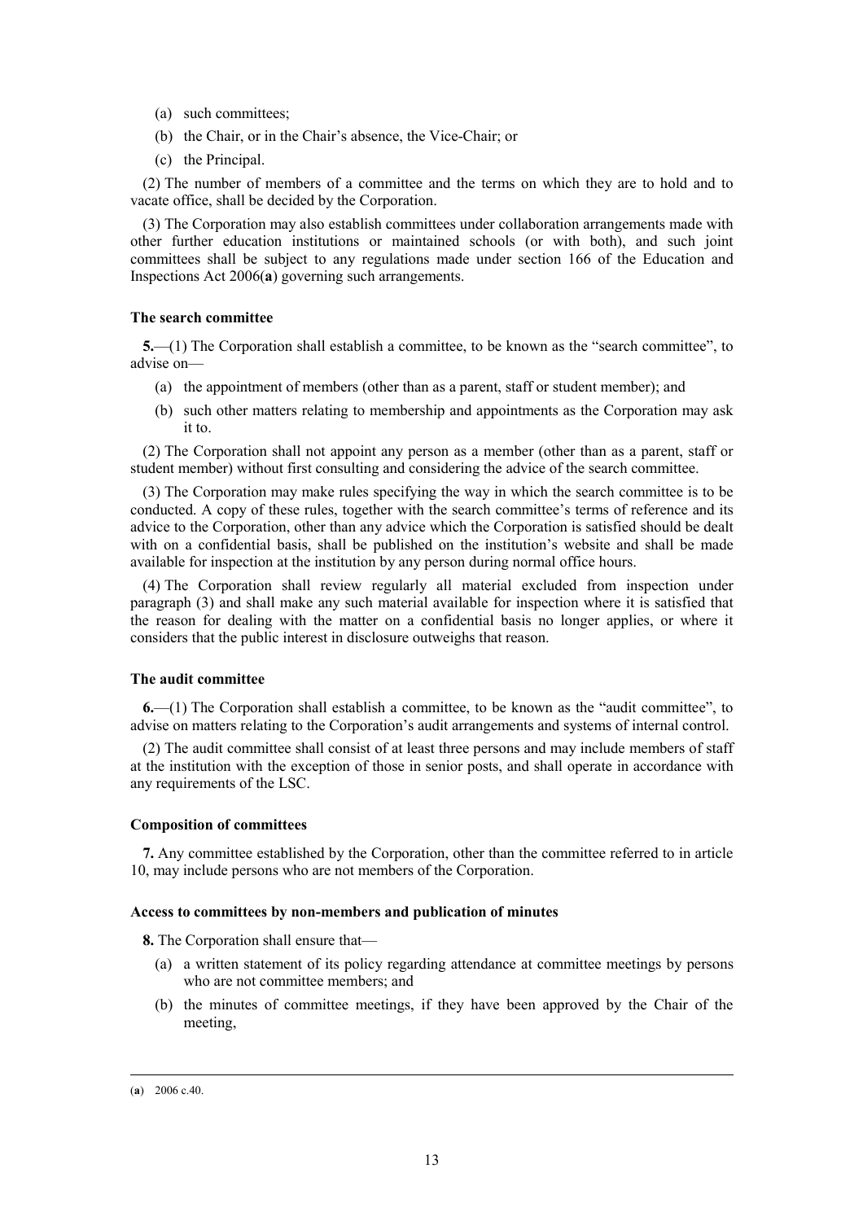(a) such committees;

(b) the Chair, or in the Chair's absence, the Vice-Chair; or

(c) the Principal.

(2) The number of members of a committee and the terms on which they are to hold and to vacate office, shall be decided by the Corporation.

(3) The Corporation may also establish committees under collaboration arrangements made with other further education institutions or maintained schools (or with both), and such joint committees shall be subject to any regulations made under section 166 of the Education and Inspections Act 2006(**a**) governing such arrangements.

#### The search committee

**5.**—(1) The Corporation shall establish a committee, to be known as the "search committee", to advise on—

(a) the appointment of members (other than as a parent, staff or student member); and

(b) such other matters relating to membership and appointments as the Corporation may ask it to.

(2) The Corporation shall not appoint any person as a member (other than as a parent, staff or student member) without first consulting and considering the advice of the search committee.

(3) The Corporation may make rules specifying the way in which the search committee is to be conducted. A copy of these rules, together with the search committee's terms of reference and its advice to the Corporation, other than any advice which the Corporation is satisfied should be dealt with on a confidential basis, shall be published on the institution's website and shall be made available for inspection at the institution by any person during normal office hours.

(4) The Corporation shall review regularly all material excluded from inspection under paragraph (3) and shall make any such material available for inspection where it is satisfied that the reason for dealing with the matter on a confidential basis no longer applies, or where it considers that the public interest in disclosure outweighs that reason.

#### The audit committee

**6.**—(1) The Corporation shall establish a committee, to be known as the "audit committee", to advise on matters relating to the Corporation's audit arrangements and systems of internal control.

(2) The audit committee shall consist of at least three persons and may include members of staff at the institution with the exception of those in senior posts, and shall operate in accordance with any requirements of the LSC.

#### Composition of committees

**7.** Any committee established by the Corporation, other than the committee referred to in article 10, may include persons who are not members of the Corporation.

#### Access to committees by non-members and publication of minutes

**8.** The Corporation shall ensure that—

(a) a written statement of its policy regarding attendance at committee meetings by persons who are not committee members; and

(b) the minutes of committee meetings, if they have been approved by the Chair of the meeting,

---

(**a**) 2006 c.40.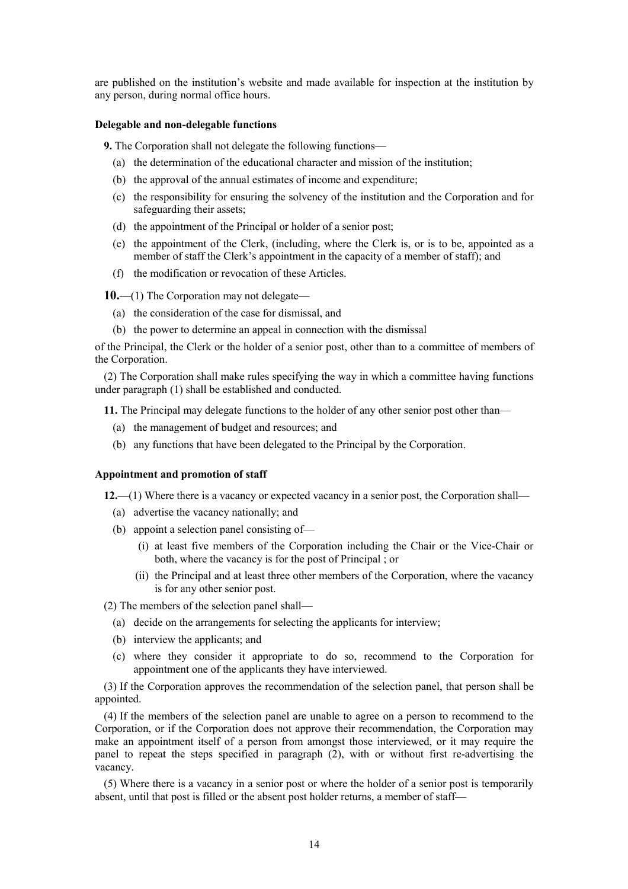are published on the institution's website and made available for inspection at the institution by any person, during normal office hours.

**Delegable and non-delegable functions**

**9.** The Corporation shall not delegate the following functions—

(a) the determination of the educational character and mission of the institution;

(b) the approval of the annual estimates of income and expenditure;

(c) the responsibility for ensuring the solvency of the institution and the Corporation and for safeguarding their assets;

(d) the appointment of the Principal or holder of a senior post;

(e) the appointment of the Clerk, (including, where the Clerk is, or is to be, appointed as a member of staff the Clerk's appointment in the capacity of a member of staff); and

(f) the modification or revocation of these Articles.

**10.**—(1) The Corporation may not delegate—

(a) the consideration of the case for dismissal, and

(b) the power to determine an appeal in connection with the dismissal

of the Principal, the Clerk or the holder of a senior post, other than to a committee of members of the Corporation.

(2) The Corporation shall make rules specifying the way in which a committee having functions under paragraph (1) shall be established and conducted.

**11.** The Principal may delegate functions to the holder of any other senior post other than—

(a) the management of budget and resources; and

(b) any functions that have been delegated to the Principal by the Corporation.

**Appointment and promotion of staff**

**12.**—(1) Where there is a vacancy or expected vacancy in a senior post, the Corporation shall—

(a) advertise the vacancy nationally; and

(b) appoint a selection panel consisting of—

(i) at least five members of the Corporation including the Chair or the Vice-Chair or both, where the vacancy is for the post of Principal ; or

(ii) the Principal and at least three other members of the Corporation, where the vacancy is for any other senior post.

(2) The members of the selection panel shall—

(a) decide on the arrangements for selecting the applicants for interview;

(b) interview the applicants; and

(c) where they consider it appropriate to do so, recommend to the Corporation for appointment one of the applicants they have interviewed.

(3) If the Corporation approves the recommendation of the selection panel, that person shall be appointed.

(4) If the members of the selection panel are unable to agree on a person to recommend to the Corporation, or if the Corporation does not approve their recommendation, the Corporation may make an appointment itself of a person from amongst those interviewed, or it may require the panel to repeat the steps specified in paragraph (2), with or without first re-advertising the vacancy.

(5) Where there is a vacancy in a senior post or where the holder of a senior post is temporarily absent, until that post is filled or the absent post holder returns, a member of staff—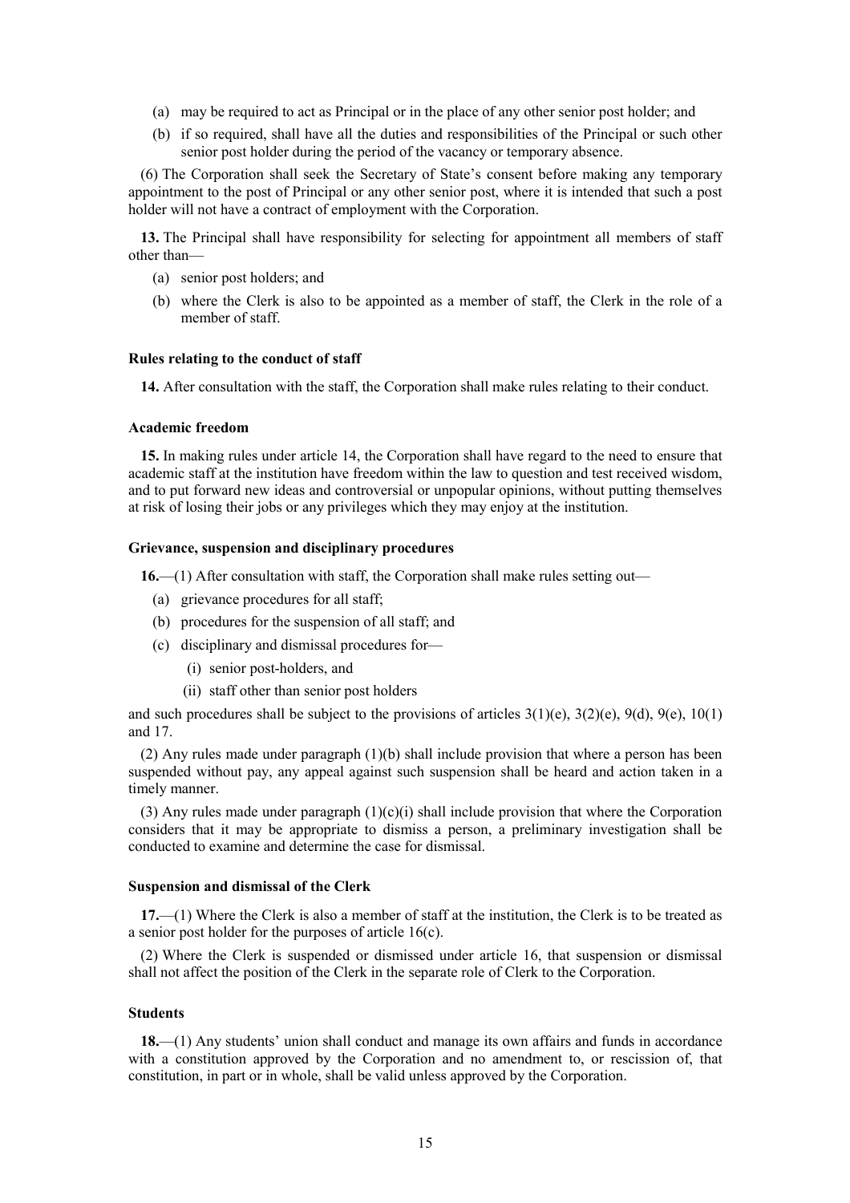(a) may be required to act as Principal or in the place of any other senior post holder; and

(b) if so required, shall have all the duties and responsibilities of the Principal or such other senior post holder during the period of the vacancy or temporary absence.

(6) The Corporation shall seek the Secretary of State's consent before making any temporary appointment to the post of Principal or any other senior post, where it is intended that such a post holder will not have a contract of employment with the Corporation.

**13.** The Principal shall have responsibility for selecting for appointment all members of staff other than—

(a) senior post holders; and

(b) where the Clerk is also to be appointed as a member of staff, the Clerk in the role of a member of staff.

#### Rules relating to the conduct of staff

**14.** After consultation with the staff, the Corporation shall make rules relating to their conduct.

#### Academic freedom

**15.** In making rules under article 14, the Corporation shall have regard to the need to ensure that academic staff at the institution have freedom within the law to question and test received wisdom, and to put forward new ideas and controversial or unpopular opinions, without putting themselves at risk of losing their jobs or any privileges which they may enjoy at the institution.

#### Grievance, suspension and disciplinary procedures

**16.**—(1) After consultation with staff, the Corporation shall make rules setting out—

(a) grievance procedures for all staff;

(b) procedures for the suspension of all staff; and

(c) disciplinary and dismissal procedures for—

(i) senior post-holders, and

(ii) staff other than senior post holders

and such procedures shall be subject to the provisions of articles 3(1)(e), 3(2)(e), 9(d), 9(e), 10(1) and 17.

(2) Any rules made under paragraph (1)(b) shall include provision that where a person has been suspended without pay, any appeal against such suspension shall be heard and action taken in a timely manner.

(3) Any rules made under paragraph (1)(c)(i) shall include provision that where the Corporation considers that it may be appropriate to dismiss a person, a preliminary investigation shall be conducted to examine and determine the case for dismissal.

#### Suspension and dismissal of the Clerk

**17.**—(1) Where the Clerk is also a member of staff at the institution, the Clerk is to be treated as a senior post holder for the purposes of article 16(c).

(2) Where the Clerk is suspended or dismissed under article 16, that suspension or dismissal shall not affect the position of the Clerk in the separate role of Clerk to the Corporation.

#### Students

**18.**—(1) Any students' union shall conduct and manage its own affairs and funds in accordance with a constitution approved by the Corporation and no amendment to, or rescission of, that constitution, in part or in whole, shall be valid unless approved by the Corporation.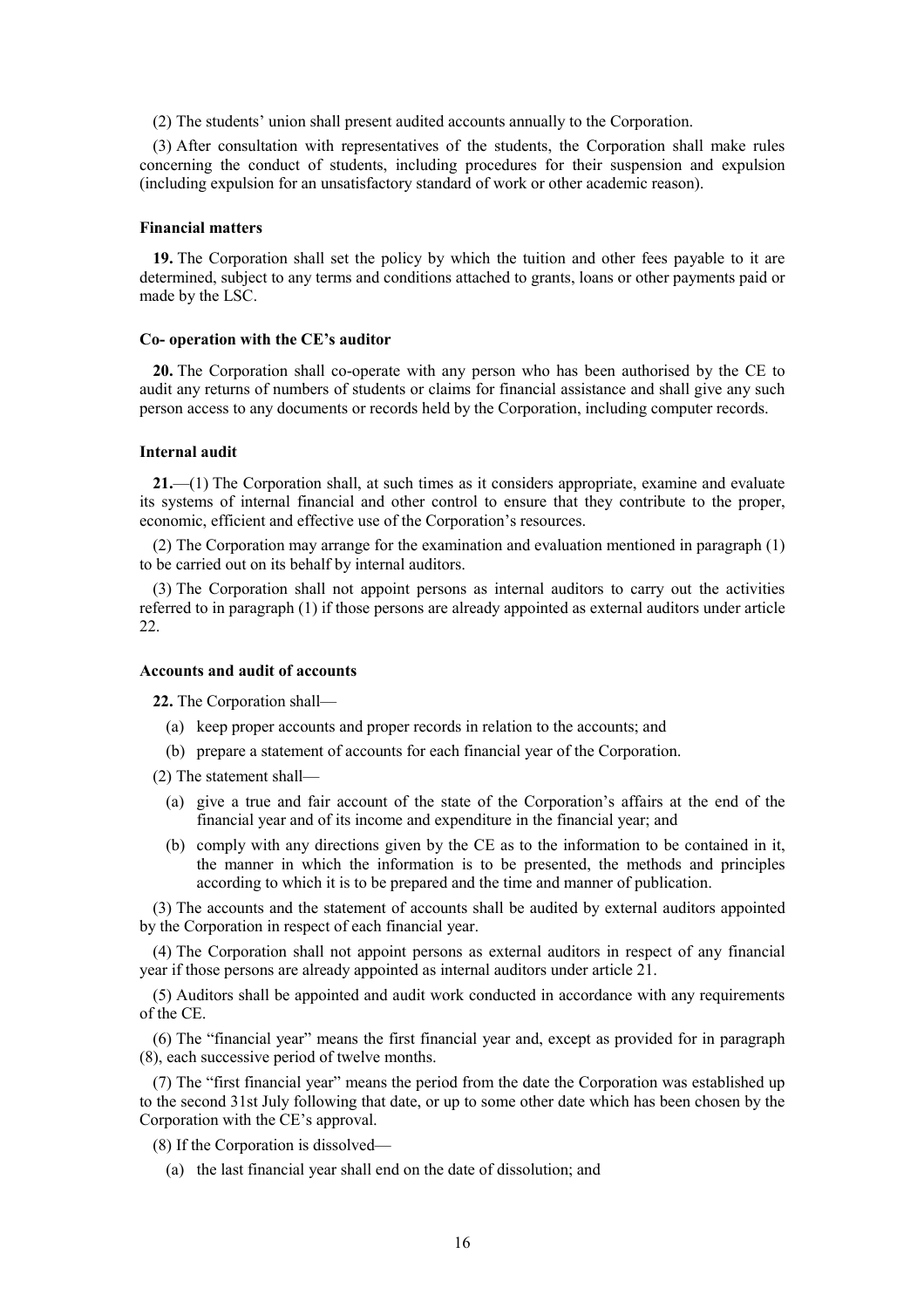(2) The students' union shall present audited accounts annually to the Corporation.

(3) After consultation with representatives of the students, the Corporation shall make rules concerning the conduct of students, including procedures for their suspension and expulsion (including expulsion for an unsatisfactory standard of work or other academic reason).

**Financial matters**

**19.** The Corporation shall set the policy by which the tuition and other fees payable to it are determined, subject to any terms and conditions attached to grants, loans or other payments paid or made by the LSC.

**Co- operation with the CE's auditor**

**20.** The Corporation shall co-operate with any person who has been authorised by the CE to audit any returns of numbers of students or claims for financial assistance and shall give any such person access to any documents or records held by the Corporation, including computer records.

**Internal audit**

**21.**—(1) The Corporation shall, at such times as it considers appropriate, examine and evaluate its systems of internal financial and other control to ensure that they contribute to the proper, economic, efficient and effective use of the Corporation's resources.

(2) The Corporation may arrange for the examination and evaluation mentioned in paragraph (1) to be carried out on its behalf by internal auditors.

(3) The Corporation shall not appoint persons as internal auditors to carry out the activities referred to in paragraph (1) if those persons are already appointed as external auditors under article 22.

**Accounts and audit of accounts**

**22.** The Corporation shall—

(a) keep proper accounts and proper records in relation to the accounts; and

(b) prepare a statement of accounts for each financial year of the Corporation.

(2) The statement shall—

(a) give a true and fair account of the state of the Corporation's affairs at the end of the financial year and of its income and expenditure in the financial year; and

(b) comply with any directions given by the CE as to the information to be contained in it, the manner in which the information is to be presented, the methods and principles according to which it is to be prepared and the time and manner of publication.

(3) The accounts and the statement of accounts shall be audited by external auditors appointed by the Corporation in respect of each financial year.

(4) The Corporation shall not appoint persons as external auditors in respect of any financial year if those persons are already appointed as internal auditors under article 21.

(5) Auditors shall be appointed and audit work conducted in accordance with any requirements of the CE.

(6) The "financial year" means the first financial year and, except as provided for in paragraph (8), each successive period of twelve months.

(7) The "first financial year" means the period from the date the Corporation was established up to the second 31st July following that date, or up to some other date which has been chosen by the Corporation with the CE's approval.

(8) If the Corporation is dissolved—

(a) the last financial year shall end on the date of dissolution; and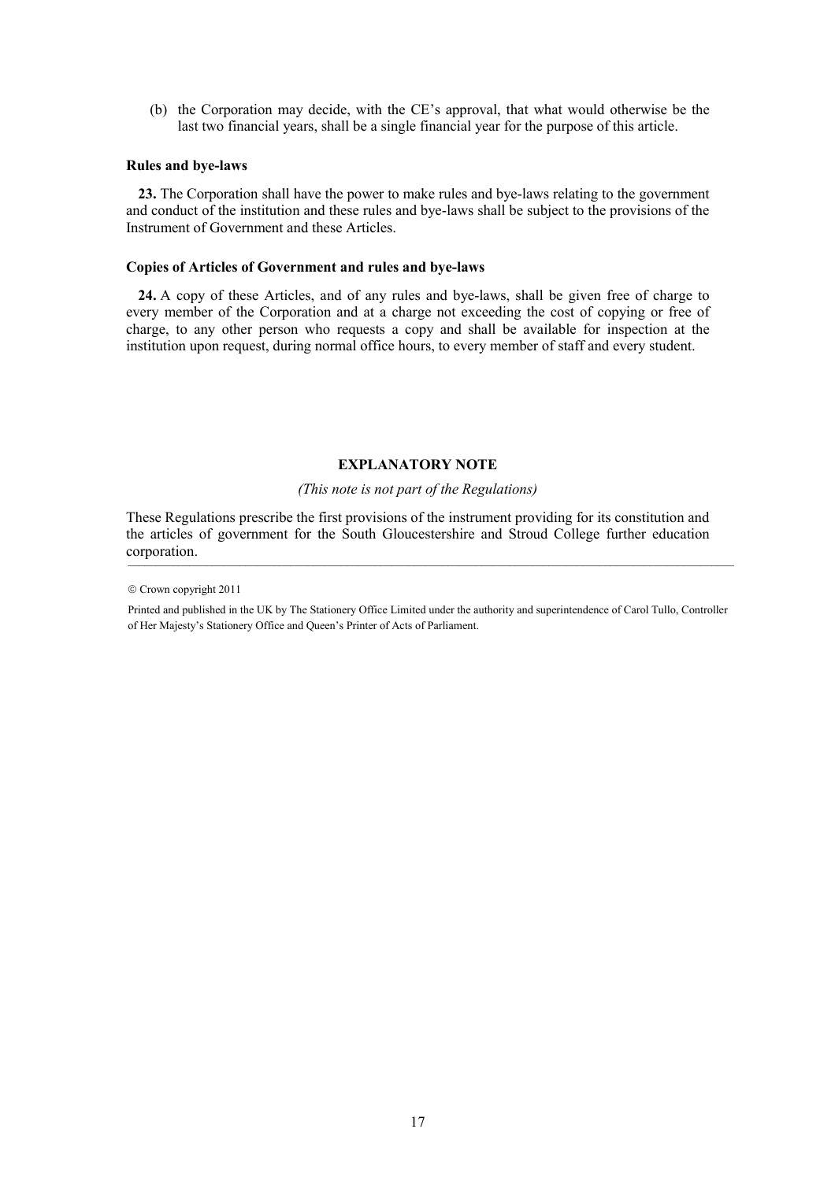(b) the Corporation may decide, with the CE's approval, that what would otherwise be the last two financial years, shall be a single financial year for the purpose of this article.

**Rules and bye-laws**

**23.** The Corporation shall have the power to make rules and bye-laws relating to the government and conduct of the institution and these rules and bye-laws shall be subject to the provisions of the Instrument of Government and these Articles.

**Copies of Articles of Government and rules and bye-laws**

**24.** A copy of these Articles, and of any rules and bye-laws, shall be given free of charge to every member of the Corporation and at a charge not exceeding the cost of copying or free of charge, to any other person who requests a copy and shall be available for inspection at the institution upon request, during normal office hours, to every member of staff and every student.

## EXPLANATORY NOTE

*(This note is not part of the Regulations)*

These Regulations prescribe the first provisions of the instrument providing for its constitution and the articles of government for the South Gloucestershire and Stroud College further education corporation.

---

© Crown copyright 2011

Printed and published in the UK by The Stationery Office Limited under the authority and superintendence of Carol Tullo, Controller of Her Majesty's Stationery Office and Queen's Printer of Acts of Parliament.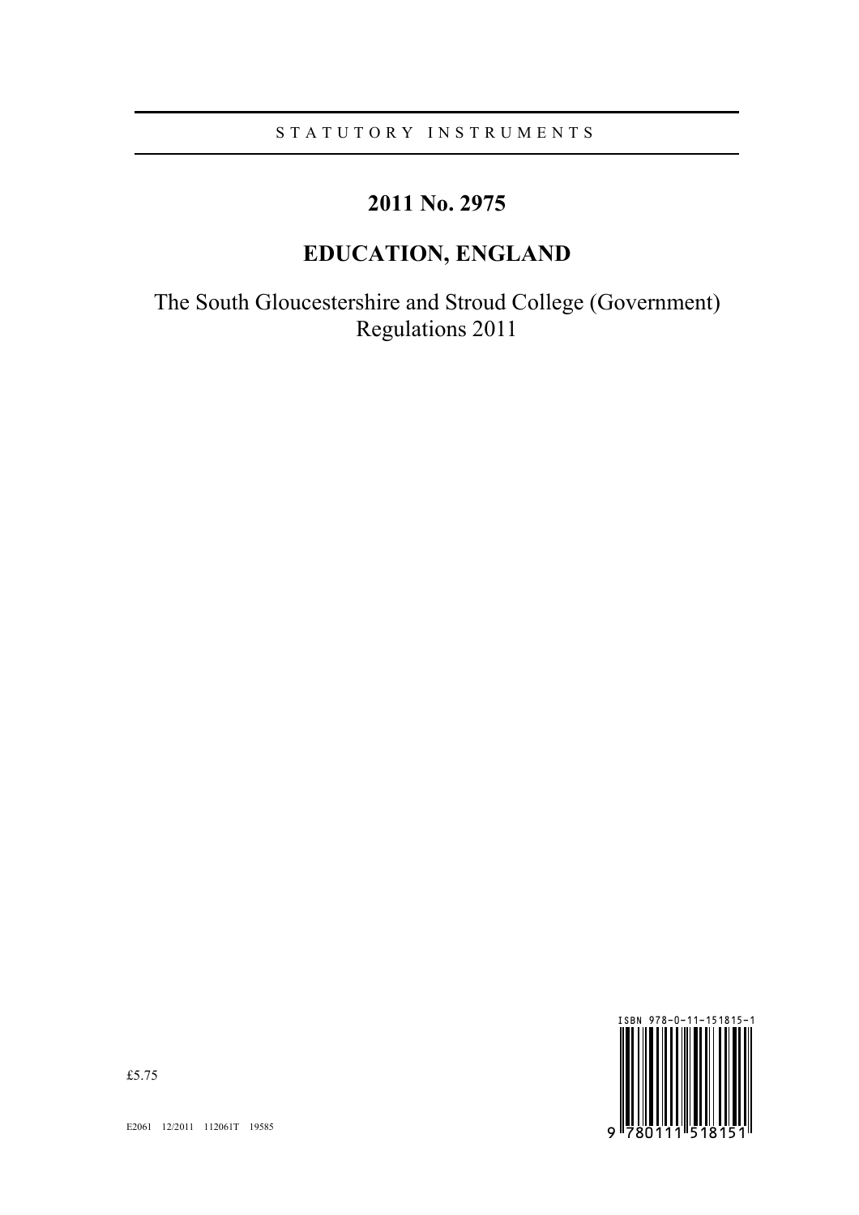STATUTORY INSTRUMENTS

# 2011 No. 2975

## EDUCATION, ENGLAND

The South Gloucestershire and Stroud College (Government) Regulations 2011

ISBN 978-0-11-151815-1

£5.75

E2061 12/2011 112061T 19585